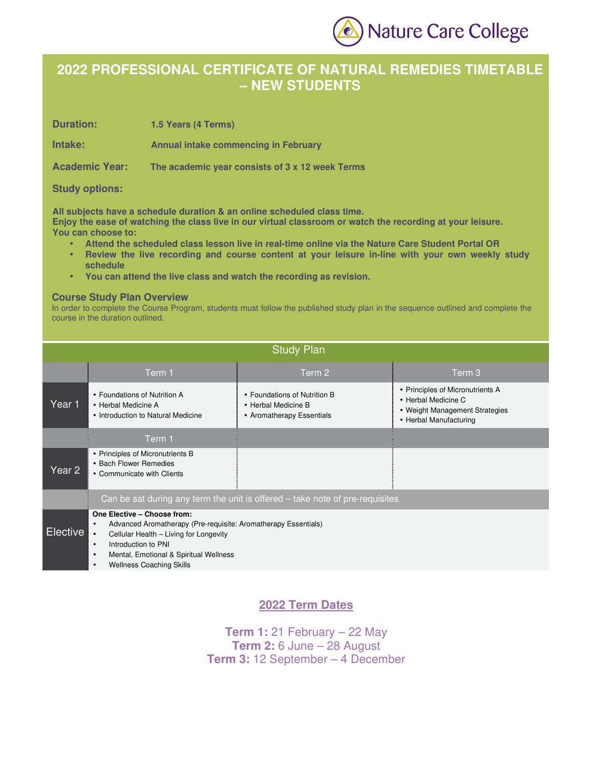Nature Care College

# 2022 PROFESSIONAL CERTIFICATE OF NATURAL REMEDIES TIMETABLE – NEW STUDENTS

**Duration:** 1.5 Years (4 Terms)

**Intake:** Annual intake commencing in February

**Academic Year:** The academic year consists of 3 x 12 week Terms

**Study options:**

**All subjects have a schedule duration & an online scheduled class time.**
**Enjoy the ease of watching the class live in our virtual classroom or watch the recording at your leisure.**
**You can choose to:**

- **Attend the scheduled class lesson live in real-time online via the Nature Care Student Portal OR**
- **Review the live recording and course content at your leisure in-line with your own weekly study schedule**
- **You can attend the live class and watch the recording as revision.**

## Course Study Plan Overview

In order to complete the Course Program, students must follow the published study plan in the sequence outlined and complete the course in the duration outlined.

## Study Plan

| | Term 1 | Term 2 | Term 3 |
|---|---|---|---|
| **Year 1** | • Foundations of Nutrition A<br>• Herbal Medicine A<br>• Introduction to Natural Medicine | • Foundations of Nutrition B<br>• Herbal Medicine B<br>• Aromatherapy Essentials | • Principles of Micronutrients A<br>• Herbal Medicine C<br>• Weight Management Strategies<br>• Herbal Manufacturing |
| | Term 1 | | |
| **Year 2** | • Principles of Micronutrients B<br>• Bach Flower Remedies<br>• Communicate with Clients | | |
| | Can be sat during any term the unit is offered – take note of pre-requisites | | |
| **Elective** | **One Elective – Choose from:**<br>• Advanced Aromatherapy (Pre-requisite: Aromatherapy Essentials)<br>• Cellular Health – Living for Longevity<br>• Introduction to PNI<br>• Mental, Emotional & Spiritual Wellness<br>• Wellness Coaching Skills | | |

## 2022 Term Dates

**Term 1:** 21 February – 22 May
**Term 2:** 6 June – 28 August
**Term 3:** 12 September – 4 December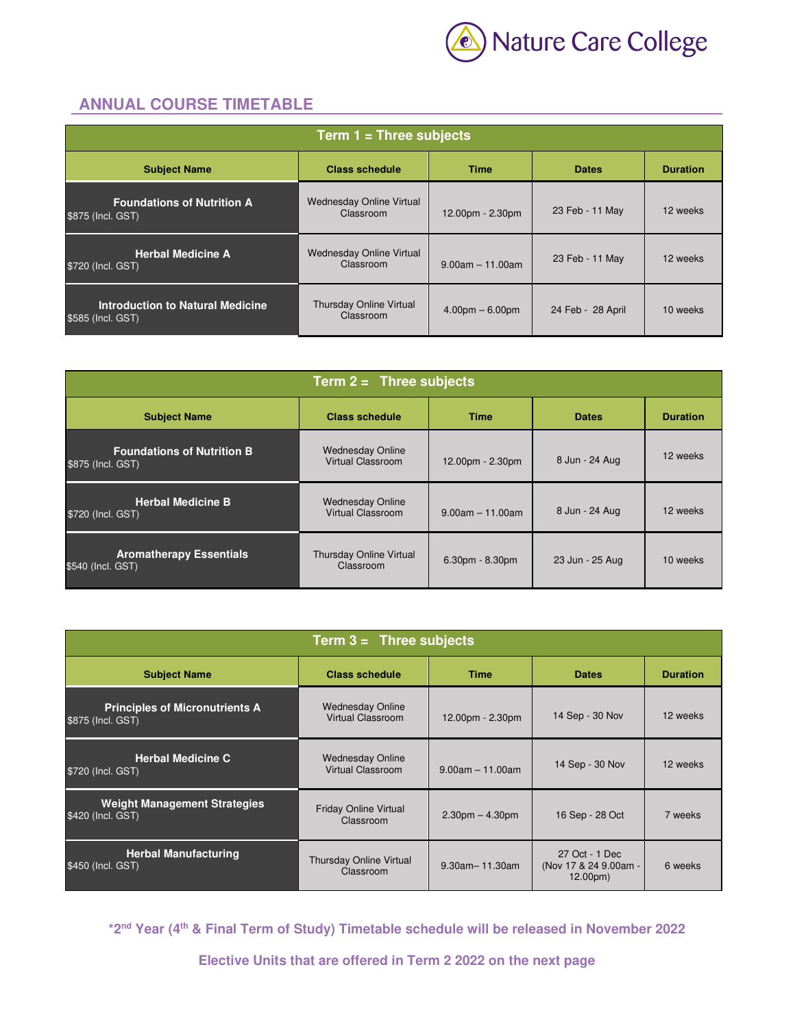## ANNUAL COURSE TIMETABLE

| Term 1 = Three subjects | | | | |
|---|---|---|---|---|
| **Subject Name** | **Class schedule** | **Time** | **Dates** | **Duration** |
| **Foundations of Nutrition A** $875 (Incl. GST) | Wednesday Online Virtual Classroom | 12.00pm - 2.30pm | 23 Feb - 11 May | 12 weeks |
| **Herbal Medicine A** $720 (Incl. GST) | Wednesday Online Virtual Classroom | 9.00am – 11.00am | 23 Feb - 11 May | 12 weeks |
| **Introduction to Natural Medicine** $585 (Incl. GST) | Thursday Online Virtual Classroom | 4.00pm – 6.00pm | 24 Feb - 28 April | 10 weeks |

| Term 2 = Three subjects | | | | |
|---|---|---|---|---|
| **Subject Name** | **Class schedule** | **Time** | **Dates** | **Duration** |
| **Foundations of Nutrition B** $875 (Incl. GST) | Wednesday Online Virtual Classroom | 12.00pm - 2.30pm | 8 Jun - 24 Aug | 12 weeks |
| **Herbal Medicine B** $720 (Incl. GST) | Wednesday Online Virtual Classroom | 9.00am – 11.00am | 8 Jun - 24 Aug | 12 weeks |
| **Aromatherapy Essentials** $540 (Incl. GST) | Thursday Online Virtual Classroom | 6.30pm - 8.30pm | 23 Jun - 25 Aug | 10 weeks |

| Term 3 = Three subjects | | | | |
|---|---|---|---|---|
| **Subject Name** | **Class schedule** | **Time** | **Dates** | **Duration** |
| **Principles of Micronutrients A** $875 (Incl. GST) | Wednesday Online Virtual Classroom | 12.00pm - 2.30pm | 14 Sep - 30 Nov | 12 weeks |
| **Herbal Medicine C** $720 (Incl. GST) | Wednesday Online Virtual Classroom | 9.00am – 11.00am | 14 Sep - 30 Nov | 12 weeks |
| **Weight Management Strategies** $420 (Incl. GST) | Friday Online Virtual Classroom | 2.30pm – 4.30pm | 16 Sep - 28 Oct | 7 weeks |
| **Herbal Manufacturing** $450 (Incl. GST) | Thursday Online Virtual Classroom | 9.30am– 11.30am | 27 Oct - 1 Dec (Nov 17 & 24 9.00am - 12.00pm) | 6 weeks |

**\*2nd Year (4th & Final Term of Study) Timetable schedule will be released in November 2022**

**Elective Units that are offered in Term 2 2022 on the next page**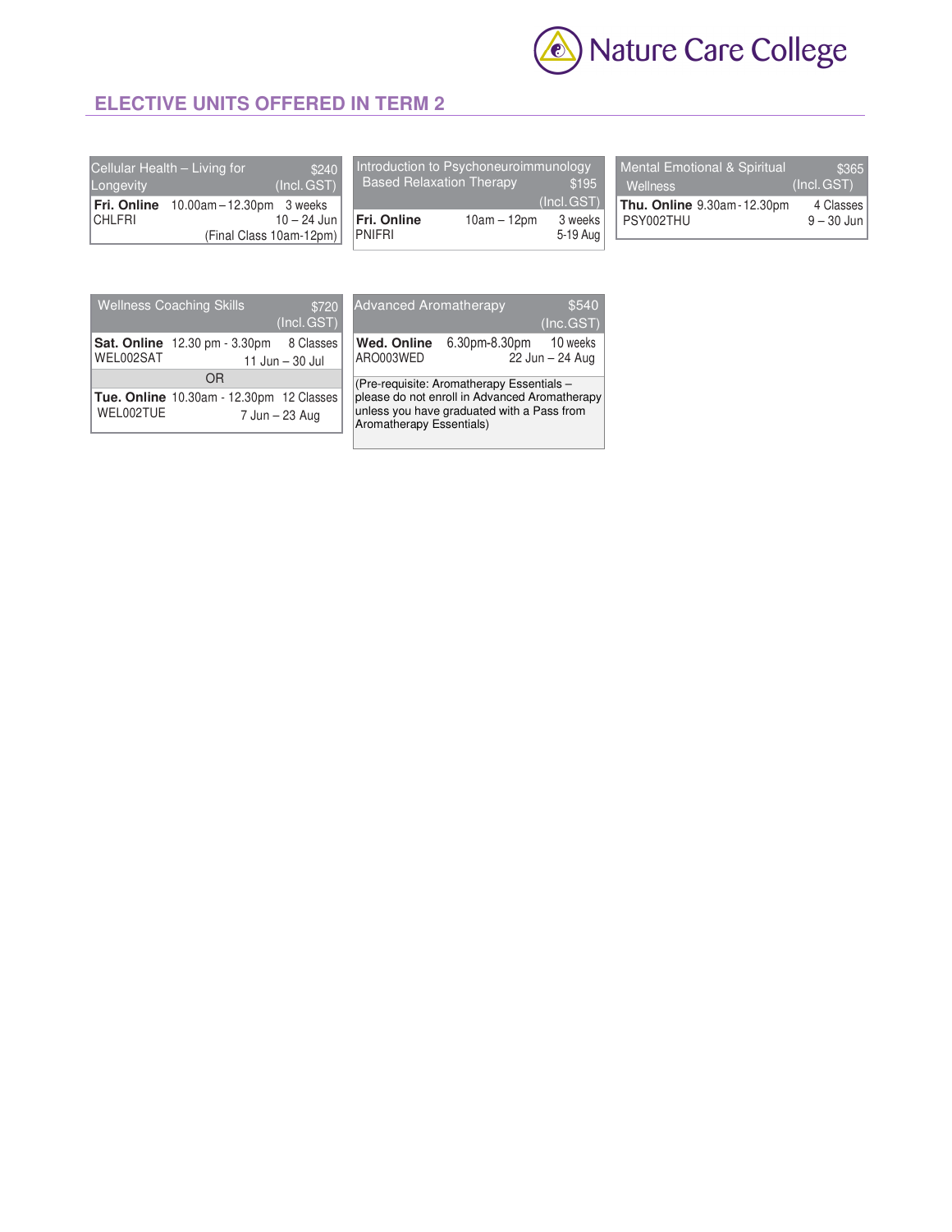## ELECTIVE UNITS OFFERED IN TERM 2

| Cellular Health – Living for Longevity | | $240 (Incl. GST) |
|---|---|---|
| **Fri. Online** CHLFRI | 10.00am – 12.30pm | 3 weeks 10 – 24 Jun |
| | | (Final Class 10am-12pm) |

| Introduction to Psychoneuroimmunology Based Relaxation Therapy | | $195 (Incl. GST) |
|---|---|---|
| **Fri. Online** PNIFRI | 10am – 12pm | 3 weeks 5-19 Aug |

| Mental Emotional & Spiritual Wellness | | $365 (Incl. GST) |
|---|---|---|
| **Thu. Online** PSY002THU | 9.30am - 12.30pm | 4 Classes 9 – 30 Jun |

| Wellness Coaching Skills | | $720 (Incl. GST) |
|---|---|---|
| **Sat. Online** WEL002SAT | 12.30 pm - 3.30pm | 8 Classes 11 Jun – 30 Jul |
| OR | | |
| **Tue. Online** WEL002TUE | 10.30am - 12.30pm | 12 Classes 7 Jun – 23 Aug |

| Advanced Aromatherapy | | $540 (Inc.GST) |
|---|---|---|
| **Wed. Online** ARO003WED | 6.30pm-8.30pm | 10 weeks 22 Jun – 24 Aug |
| (Pre-requisite: Aromatherapy Essentials – please do not enroll in Advanced Aromatherapy unless you have graduated with a Pass from Aromatherapy Essentials) | | |